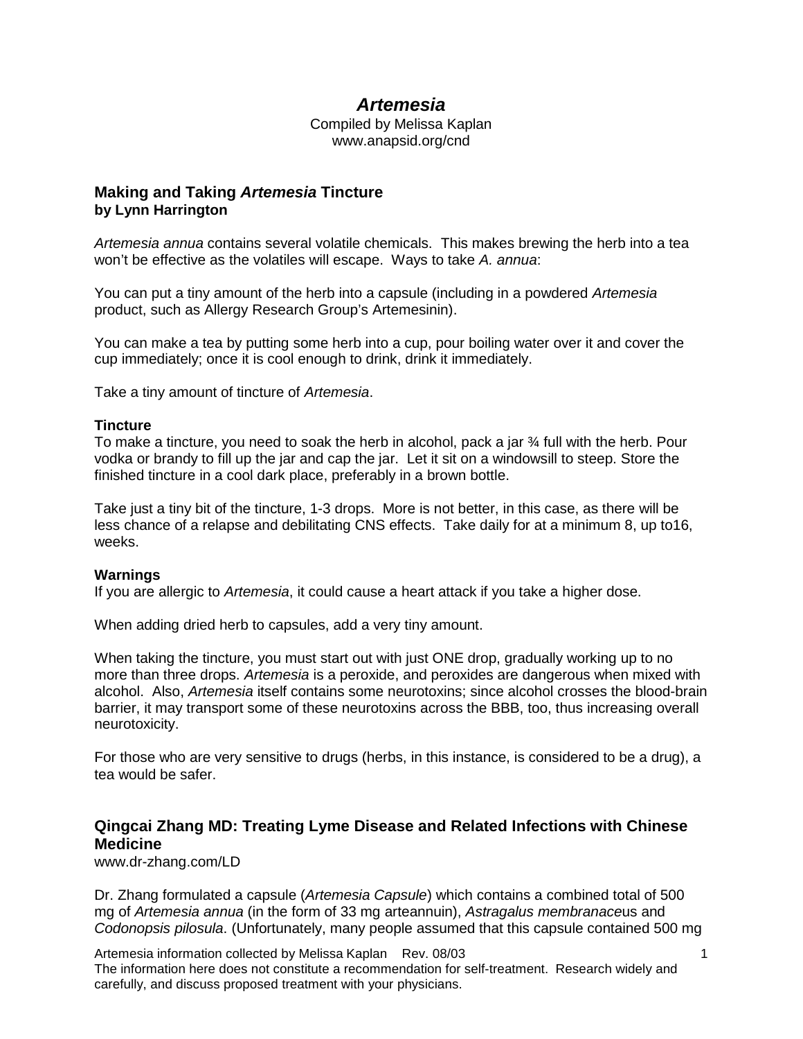# *Artemesia*

Compiled by Melissa Kaplan
www.anapsid.org/cnd

## Making and Taking *Artemesia* Tincture
**by Lynn Harrington**

*Artemesia annua* contains several volatile chemicals. This makes brewing the herb into a tea won't be effective as the volatiles will escape. Ways to take *A. annua*:

You can put a tiny amount of the herb into a capsule (including in a powdered *Artemesia* product, such as Allergy Research Group's Artemesinin).

You can make a tea by putting some herb into a cup, pour boiling water over it and cover the cup immediately; once it is cool enough to drink, drink it immediately.

Take a tiny amount of tincture of *Artemesia*.

### Tincture

To make a tincture, you need to soak the herb in alcohol, pack a jar ¾ full with the herb. Pour vodka or brandy to fill up the jar and cap the jar. Let it sit on a windowsill to steep. Store the finished tincture in a cool dark place, preferably in a brown bottle.

Take just a tiny bit of the tincture, 1-3 drops. More is not better, in this case, as there will be less chance of a relapse and debilitating CNS effects. Take daily for at a minimum 8, up to16, weeks.

### Warnings

If you are allergic to *Artemesia*, it could cause a heart attack if you take a higher dose.

When adding dried herb to capsules, add a very tiny amount.

When taking the tincture, you must start out with just ONE drop, gradually working up to no more than three drops. *Artemesia* is a peroxide, and peroxides are dangerous when mixed with alcohol. Also, *Artemesia* itself contains some neurotoxins; since alcohol crosses the blood-brain barrier, it may transport some of these neurotoxins across the BBB, too, thus increasing overall neurotoxicity.

For those who are very sensitive to drugs (herbs, in this instance, is considered to be a drug), a tea would be safer.

## Qingcai Zhang MD: Treating Lyme Disease and Related Infections with Chinese Medicine

www.dr-zhang.com/LD

Dr. Zhang formulated a capsule (*Artemesia Capsule*) which contains a combined total of 500 mg of *Artemesia annua* (in the form of 33 mg arteannuin), *Astragalus membranace*us and *Codonopsis pilosula*. (Unfortunately, many people assumed that this capsule contained 500 mg

Artemesia information collected by Melissa Kaplan Rev. 08/03
The information here does not constitute a recommendation for self-treatment. Research widely and carefully, and discuss proposed treatment with your physicians.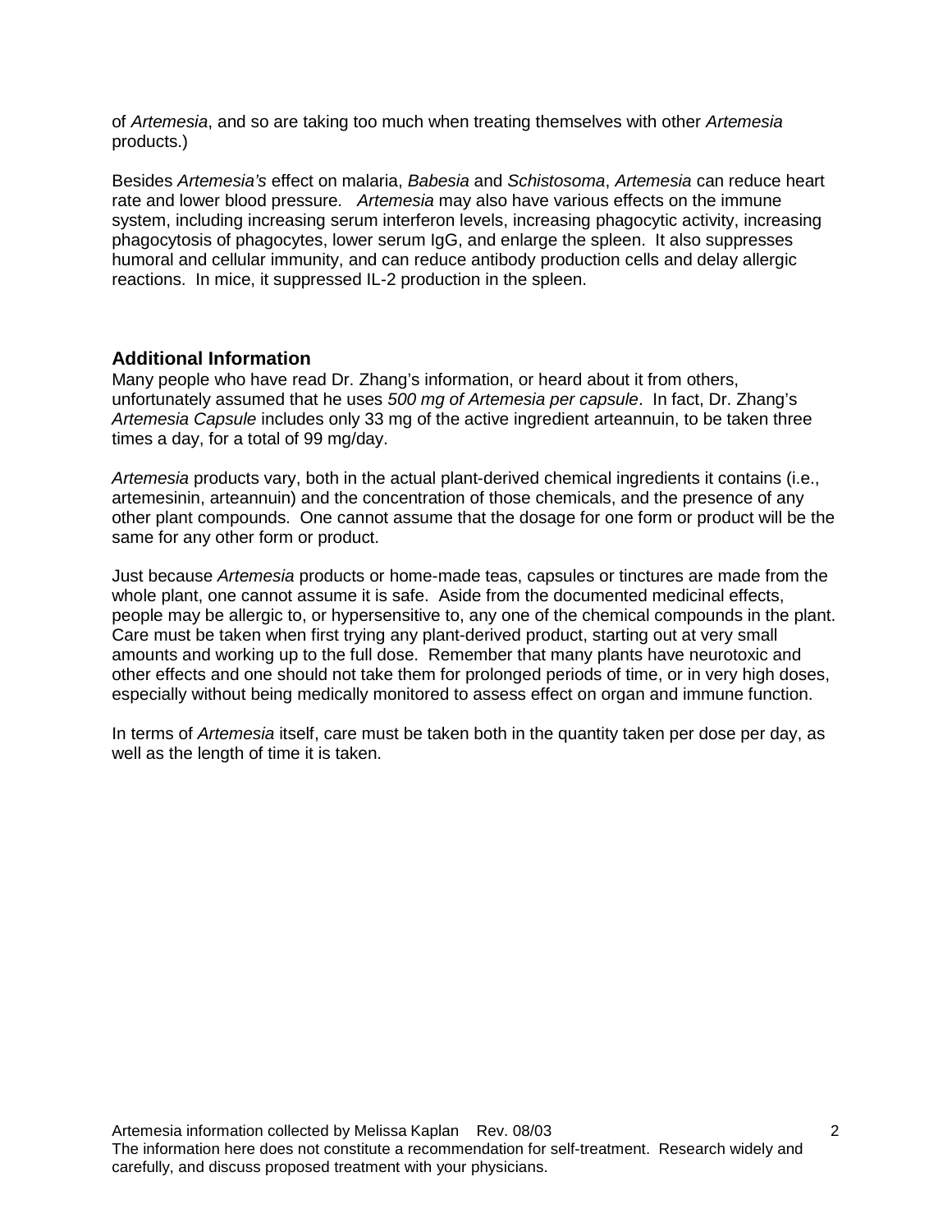of *Artemesia*, and so are taking too much when treating themselves with other *Artemesia* products.)

Besides *Artemesia's* effect on malaria, *Babesia* and *Schistosoma*, *Artemesia* can reduce heart rate and lower blood pressure. *Artemesia* may also have various effects on the immune system, including increasing serum interferon levels, increasing phagocytic activity, increasing phagocytosis of phagocytes, lower serum IgG, and enlarge the spleen. It also suppresses humoral and cellular immunity, and can reduce antibody production cells and delay allergic reactions. In mice, it suppressed IL-2 production in the spleen.

## Additional Information

Many people who have read Dr. Zhang's information, or heard about it from others, unfortunately assumed that he uses *500 mg of Artemesia per capsule*. In fact, Dr. Zhang's *Artemesia Capsule* includes only 33 mg of the active ingredient arteannuin, to be taken three times a day, for a total of 99 mg/day.

*Artemesia* products vary, both in the actual plant-derived chemical ingredients it contains (i.e., artemesinin, arteannuin) and the concentration of those chemicals, and the presence of any other plant compounds. One cannot assume that the dosage for one form or product will be the same for any other form or product.

Just because *Artemesia* products or home-made teas, capsules or tinctures are made from the whole plant, one cannot assume it is safe. Aside from the documented medicinal effects, people may be allergic to, or hypersensitive to, any one of the chemical compounds in the plant. Care must be taken when first trying any plant-derived product, starting out at very small amounts and working up to the full dose. Remember that many plants have neurotoxic and other effects and one should not take them for prolonged periods of time, or in very high doses, especially without being medically monitored to assess effect on organ and immune function.

In terms of *Artemesia* itself, care must be taken both in the quantity taken per dose per day, as well as the length of time it is taken.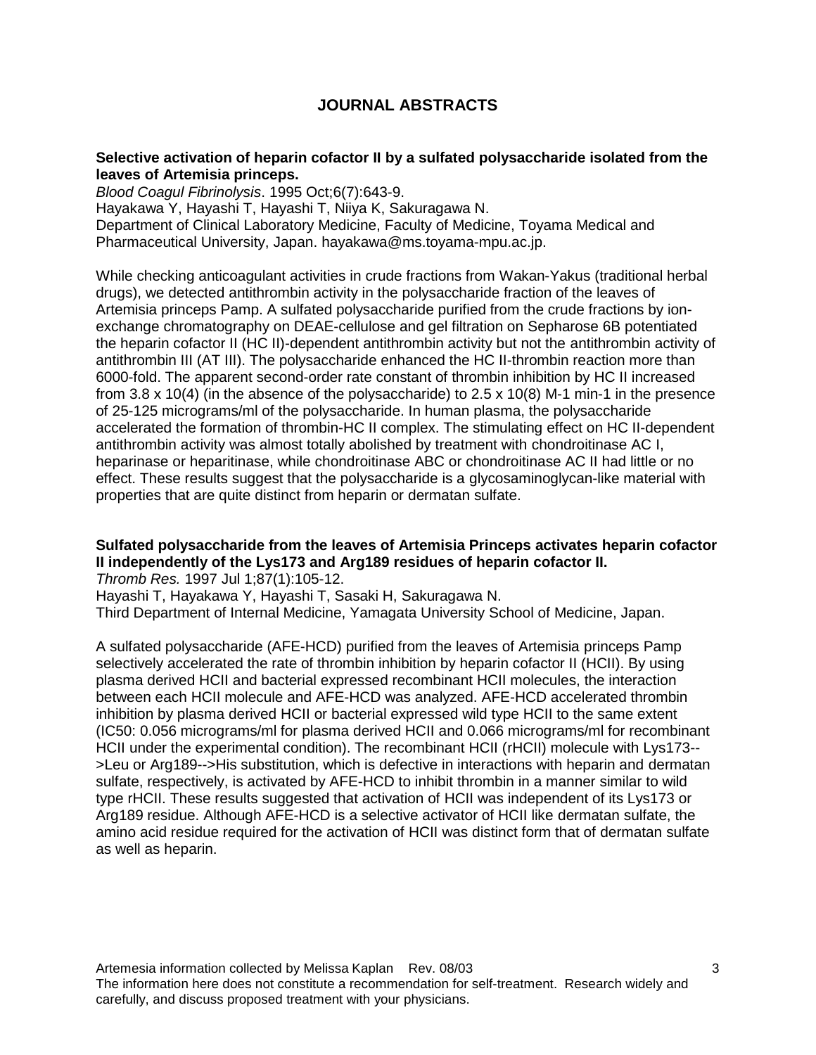## JOURNAL ABSTRACTS

**Selective activation of heparin cofactor II by a sulfated polysaccharide isolated from the leaves of Artemisia princeps.**
*Blood Coagul Fibrinolysis*. 1995 Oct;6(7):643-9.
Hayakawa Y, Hayashi T, Hayashi T, Niiya K, Sakuragawa N.
Department of Clinical Laboratory Medicine, Faculty of Medicine, Toyama Medical and Pharmaceutical University, Japan. hayakawa@ms.toyama-mpu.ac.jp.

While checking anticoagulant activities in crude fractions from Wakan-Yakus (traditional herbal drugs), we detected antithrombin activity in the polysaccharide fraction of the leaves of Artemisia princeps Pamp. A sulfated polysaccharide purified from the crude fractions by ion-exchange chromatography on DEAE-cellulose and gel filtration on Sepharose 6B potentiated the heparin cofactor II (HC II)-dependent antithrombin activity but not the antithrombin activity of antithrombin III (AT III). The polysaccharide enhanced the HC II-thrombin reaction more than 6000-fold. The apparent second-order rate constant of thrombin inhibition by HC II increased from 3.8 x 10(4) (in the absence of the polysaccharide) to 2.5 x 10(8) M-1 min-1 in the presence of 25-125 micrograms/ml of the polysaccharide. In human plasma, the polysaccharide accelerated the formation of thrombin-HC II complex. The stimulating effect on HC II-dependent antithrombin activity was almost totally abolished by treatment with chondroitinase AC I, heparinase or heparitinase, while chondroitinase ABC or chondroitinase AC II had little or no effect. These results suggest that the polysaccharide is a glycosaminoglycan-like material with properties that are quite distinct from heparin or dermatan sulfate.

**Sulfated polysaccharide from the leaves of Artemisia Princeps activates heparin cofactor II independently of the Lys173 and Arg189 residues of heparin cofactor II.**
*Thromb Res.* 1997 Jul 1;87(1):105-12.
Hayashi T, Hayakawa Y, Hayashi T, Sasaki H, Sakuragawa N.
Third Department of Internal Medicine, Yamagata University School of Medicine, Japan.

A sulfated polysaccharide (AFE-HCD) purified from the leaves of Artemisia princeps Pamp selectively accelerated the rate of thrombin inhibition by heparin cofactor II (HCII). By using plasma derived HCII and bacterial expressed recombinant HCII molecules, the interaction between each HCII molecule and AFE-HCD was analyzed. AFE-HCD accelerated thrombin inhibition by plasma derived HCII or bacterial expressed wild type HCII to the same extent (IC50: 0.056 micrograms/ml for plasma derived HCII and 0.066 micrograms/ml for recombinant HCII under the experimental condition). The recombinant HCII (rHCII) molecule with Lys173-->Leu or Arg189-->His substitution, which is defective in interactions with heparin and dermatan sulfate, respectively, is activated by AFE-HCD to inhibit thrombin in a manner similar to wild type rHCII. These results suggested that activation of HCII was independent of its Lys173 or Arg189 residue. Although AFE-HCD is a selective activator of HCII like dermatan sulfate, the amino acid residue required for the activation of HCII was distinct form that of dermatan sulfate as well as heparin.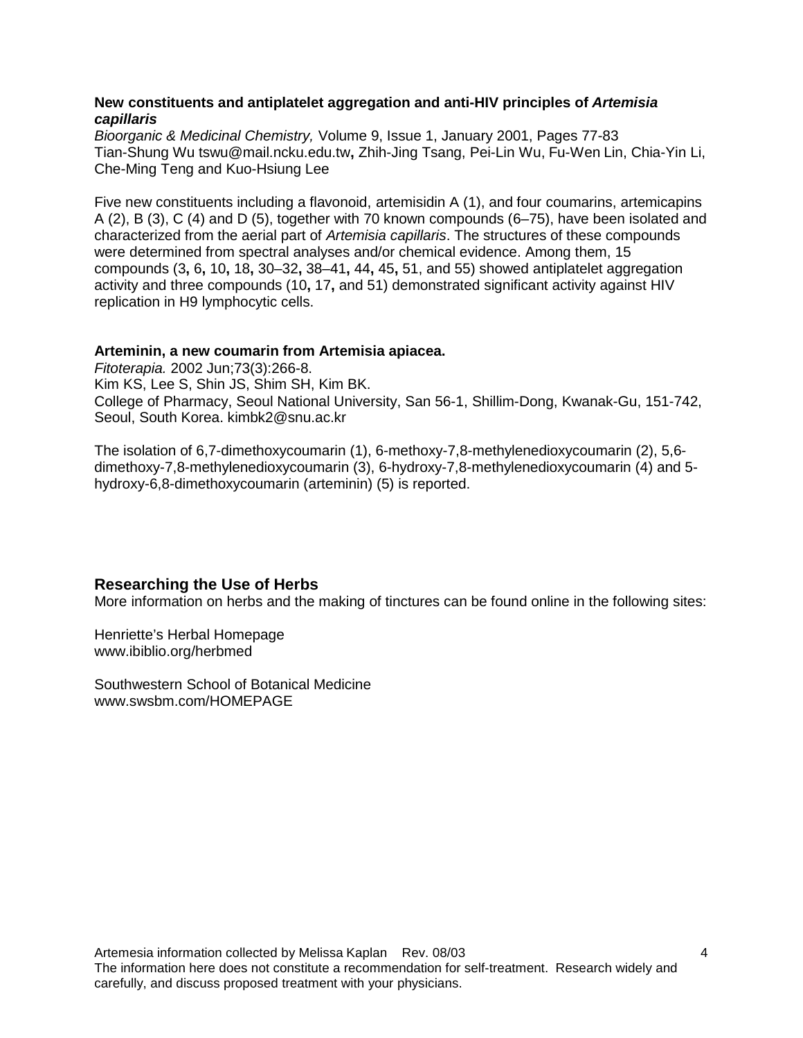**New constituents and antiplatelet aggregation and anti-HIV principles of *Artemisia capillaris***

*Bioorganic & Medicinal Chemistry,* Volume 9, Issue 1, January 2001, Pages 77-83
Tian-Shung Wu tswu@mail.ncku.edu.tw**,** Zhih-Jing Tsang, Pei-Lin Wu, Fu-Wen Lin, Chia-Yin Li, Che-Ming Teng and Kuo-Hsiung Lee

Five new constituents including a flavonoid, artemisidin A (1), and four coumarins, artemicapins A (2), B (3), C (4) and D (5), together with 70 known compounds (6–75), have been isolated and characterized from the aerial part of *Artemisia capillaris*. The structures of these compounds were determined from spectral analyses and/or chemical evidence. Among them, 15 compounds (3**,** 6**,** 10**,** 18**,** 30–32**,** 38–41**,** 44**,** 45**,** 51, and 55) showed antiplatelet aggregation activity and three compounds (10**,** 17**,** and 51) demonstrated significant activity against HIV replication in H9 lymphocytic cells.

**Arteminin, a new coumarin from Artemisia apiacea.**

*Fitoterapia.* 2002 Jun;73(3):266-8.
Kim KS, Lee S, Shin JS, Shim SH, Kim BK.
College of Pharmacy, Seoul National University, San 56-1, Shillim-Dong, Kwanak-Gu, 151-742, Seoul, South Korea. kimbk2@snu.ac.kr

The isolation of 6,7-dimethoxycoumarin (1), 6-methoxy-7,8-methylenedioxycoumarin (2), 5,6-dimethoxy-7,8-methylenedioxycoumarin (3), 6-hydroxy-7,8-methylenedioxycoumarin (4) and 5-hydroxy-6,8-dimethoxycoumarin (arteminin) (5) is reported.

## Researching the Use of Herbs

More information on herbs and the making of tinctures can be found online in the following sites:

Henriette's Herbal Homepage
www.ibiblio.org/herbmed

Southwestern School of Botanical Medicine
www.swsbm.com/HOMEPAGE